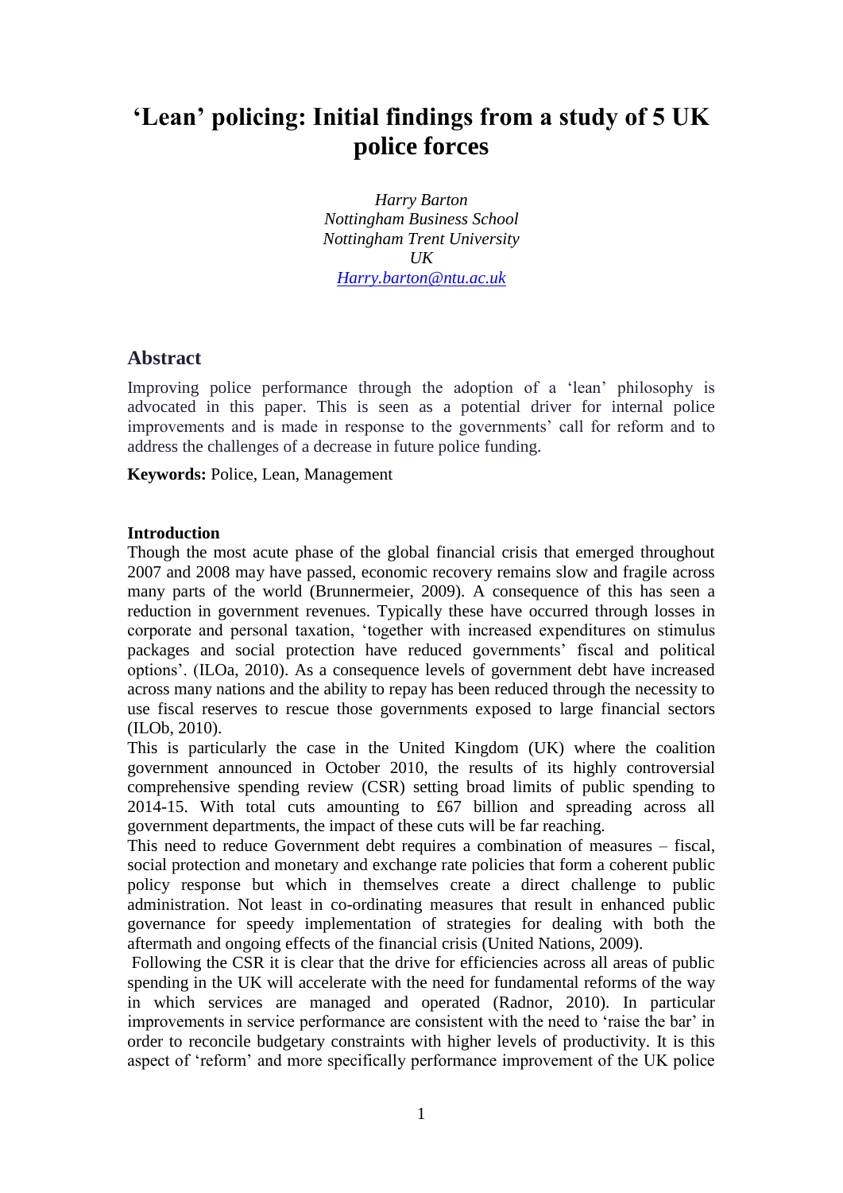# 'Lean' policing: Initial findings from a study of 5 UK police forces

*Harry Barton*
*Nottingham Business School*
*Nottingham Trent University*
*UK*
*Harry.barton@ntu.ac.uk*

## Abstract

Improving police performance through the adoption of a 'lean' philosophy is advocated in this paper. This is seen as a potential driver for internal police improvements and is made in response to the governments' call for reform and to address the challenges of a decrease in future police funding.

**Keywords:** Police, Lean, Management

**Introduction**

Though the most acute phase of the global financial crisis that emerged throughout 2007 and 2008 may have passed, economic recovery remains slow and fragile across many parts of the world (Brunnermeier, 2009). A consequence of this has seen a reduction in government revenues. Typically these have occurred through losses in corporate and personal taxation, 'together with increased expenditures on stimulus packages and social protection have reduced governments' fiscal and political options'. (ILOa, 2010). As a consequence levels of government debt have increased across many nations and the ability to repay has been reduced through the necessity to use fiscal reserves to rescue those governments exposed to large financial sectors (ILOb, 2010).

This is particularly the case in the United Kingdom (UK) where the coalition government announced in October 2010, the results of its highly controversial comprehensive spending review (CSR) setting broad limits of public spending to 2014-15. With total cuts amounting to £67 billion and spreading across all government departments, the impact of these cuts will be far reaching.

This need to reduce Government debt requires a combination of measures – fiscal, social protection and monetary and exchange rate policies that form a coherent public policy response but which in themselves create a direct challenge to public administration. Not least in co-ordinating measures that result in enhanced public governance for speedy implementation of strategies for dealing with both the aftermath and ongoing effects of the financial crisis (United Nations, 2009).

Following the CSR it is clear that the drive for efficiencies across all areas of public spending in the UK will accelerate with the need for fundamental reforms of the way in which services are managed and operated (Radnor, 2010). In particular improvements in service performance are consistent with the need to 'raise the bar' in order to reconcile budgetary constraints with higher levels of productivity. It is this aspect of 'reform' and more specifically performance improvement of the UK police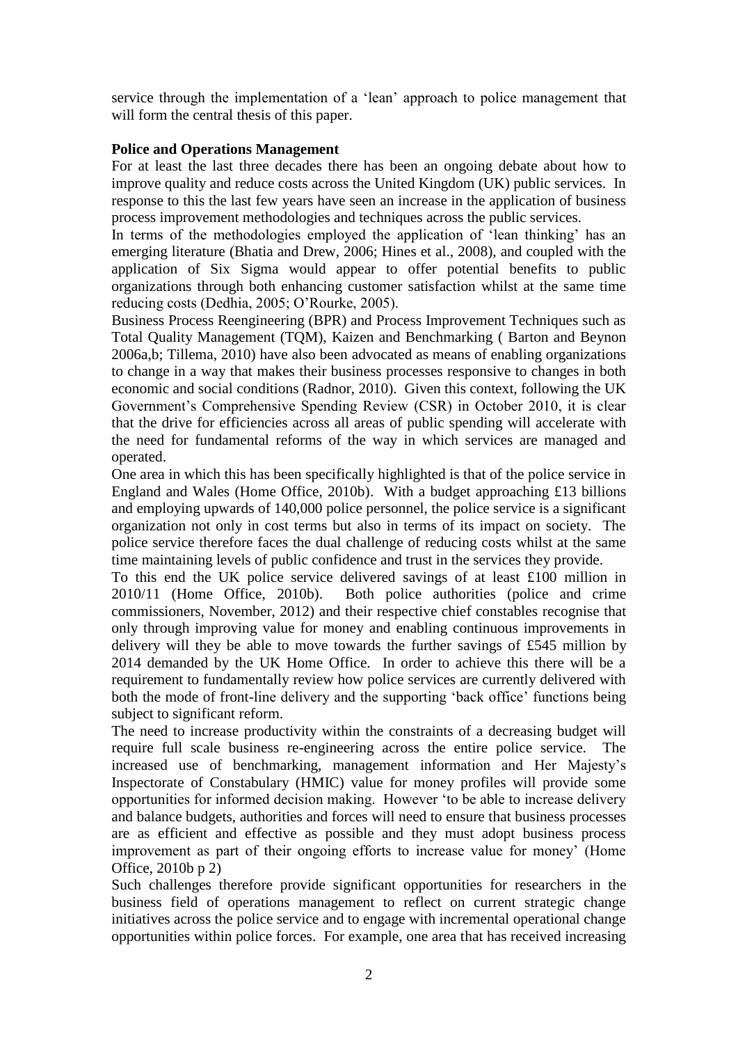service through the implementation of a 'lean' approach to police management that will form the central thesis of this paper.

**Police and Operations Management**

For at least the last three decades there has been an ongoing debate about how to improve quality and reduce costs across the United Kingdom (UK) public services. In response to this the last few years have seen an increase in the application of business process improvement methodologies and techniques across the public services.

In terms of the methodologies employed the application of 'lean thinking' has an emerging literature (Bhatia and Drew, 2006; Hines et al., 2008), and coupled with the application of Six Sigma would appear to offer potential benefits to public organizations through both enhancing customer satisfaction whilst at the same time reducing costs (Dedhia, 2005; O'Rourke, 2005).

Business Process Reengineering (BPR) and Process Improvement Techniques such as Total Quality Management (TQM), Kaizen and Benchmarking ( Barton and Beynon 2006a,b; Tillema, 2010) have also been advocated as means of enabling organizations to change in a way that makes their business processes responsive to changes in both economic and social conditions (Radnor, 2010). Given this context, following the UK Government's Comprehensive Spending Review (CSR) in October 2010, it is clear that the drive for efficiencies across all areas of public spending will accelerate with the need for fundamental reforms of the way in which services are managed and operated.

One area in which this has been specifically highlighted is that of the police service in England and Wales (Home Office, 2010b). With a budget approaching £13 billions and employing upwards of 140,000 police personnel, the police service is a significant organization not only in cost terms but also in terms of its impact on society. The police service therefore faces the dual challenge of reducing costs whilst at the same time maintaining levels of public confidence and trust in the services they provide.

To this end the UK police service delivered savings of at least £100 million in 2010/11 (Home Office, 2010b). Both police authorities (police and crime commissioners, November, 2012) and their respective chief constables recognise that only through improving value for money and enabling continuous improvements in delivery will they be able to move towards the further savings of £545 million by 2014 demanded by the UK Home Office. In order to achieve this there will be a requirement to fundamentally review how police services are currently delivered with both the mode of front-line delivery and the supporting 'back office' functions being subject to significant reform.

The need to increase productivity within the constraints of a decreasing budget will require full scale business re-engineering across the entire police service. The increased use of benchmarking, management information and Her Majesty's Inspectorate of Constabulary (HMIC) value for money profiles will provide some opportunities for informed decision making. However 'to be able to increase delivery and balance budgets, authorities and forces will need to ensure that business processes are as efficient and effective as possible and they must adopt business process improvement as part of their ongoing efforts to increase value for money' (Home Office, 2010b p 2)

Such challenges therefore provide significant opportunities for researchers in the business field of operations management to reflect on current strategic change initiatives across the police service and to engage with incremental operational change opportunities within police forces. For example, one area that has received increasing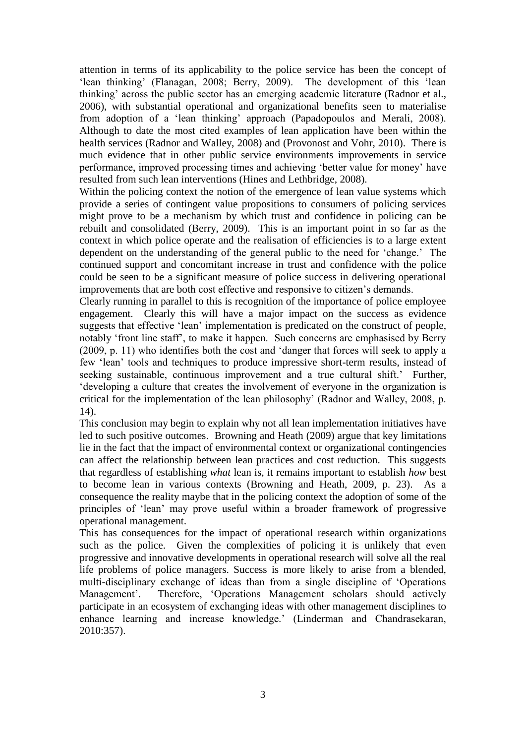attention in terms of its applicability to the police service has been the concept of 'lean thinking' (Flanagan, 2008; Berry, 2009). The development of this 'lean thinking' across the public sector has an emerging academic literature (Radnor et al., 2006), with substantial operational and organizational benefits seen to materialise from adoption of a 'lean thinking' approach (Papadopoulos and Merali, 2008). Although to date the most cited examples of lean application have been within the health services (Radnor and Walley, 2008) and (Provonost and Vohr, 2010). There is much evidence that in other public service environments improvements in service performance, improved processing times and achieving 'better value for money' have resulted from such lean interventions (Hines and Lethbridge, 2008).

Within the policing context the notion of the emergence of lean value systems which provide a series of contingent value propositions to consumers of policing services might prove to be a mechanism by which trust and confidence in policing can be rebuilt and consolidated (Berry, 2009). This is an important point in so far as the context in which police operate and the realisation of efficiencies is to a large extent dependent on the understanding of the general public to the need for 'change.' The continued support and concomitant increase in trust and confidence with the police could be seen to be a significant measure of police success in delivering operational improvements that are both cost effective and responsive to citizen's demands.

Clearly running in parallel to this is recognition of the importance of police employee engagement. Clearly this will have a major impact on the success as evidence suggests that effective 'lean' implementation is predicated on the construct of people, notably 'front line staff', to make it happen. Such concerns are emphasised by Berry (2009, p. 11) who identifies both the cost and 'danger that forces will seek to apply a few 'lean' tools and techniques to produce impressive short-term results, instead of seeking sustainable, continuous improvement and a true cultural shift.' Further, 'developing a culture that creates the involvement of everyone in the organization is critical for the implementation of the lean philosophy' (Radnor and Walley, 2008, p. 14).

This conclusion may begin to explain why not all lean implementation initiatives have led to such positive outcomes. Browning and Heath (2009) argue that key limitations lie in the fact that the impact of environmental context or organizational contingencies can affect the relationship between lean practices and cost reduction. This suggests that regardless of establishing *what* lean is, it remains important to establish *how* best to become lean in various contexts (Browning and Heath, 2009, p. 23). As a consequence the reality maybe that in the policing context the adoption of some of the principles of 'lean' may prove useful within a broader framework of progressive operational management.

This has consequences for the impact of operational research within organizations such as the police. Given the complexities of policing it is unlikely that even progressive and innovative developments in operational research will solve all the real life problems of police managers. Success is more likely to arise from a blended, multi-disciplinary exchange of ideas than from a single discipline of 'Operations Management'. Therefore, 'Operations Management scholars should actively participate in an ecosystem of exchanging ideas with other management disciplines to enhance learning and increase knowledge.' (Linderman and Chandrasekaran, 2010:357).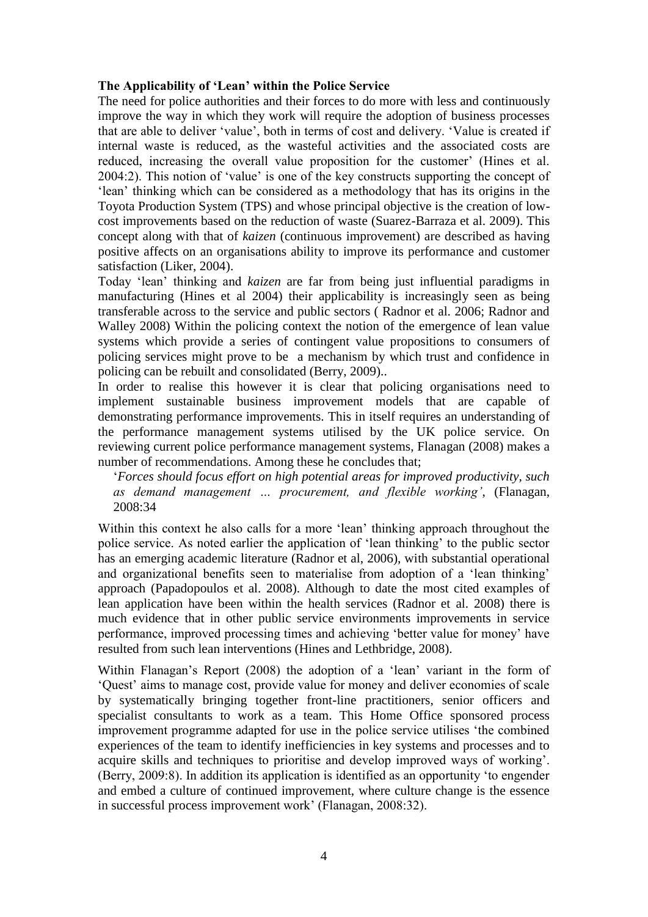**The Applicability of 'Lean' within the Police Service**

The need for police authorities and their forces to do more with less and continuously improve the way in which they work will require the adoption of business processes that are able to deliver 'value', both in terms of cost and delivery. 'Value is created if internal waste is reduced, as the wasteful activities and the associated costs are reduced, increasing the overall value proposition for the customer' (Hines et al. 2004:2). This notion of 'value' is one of the key constructs supporting the concept of 'lean' thinking which can be considered as a methodology that has its origins in the Toyota Production System (TPS) and whose principal objective is the creation of low-cost improvements based on the reduction of waste (Suarez-Barraza et al. 2009). This concept along with that of *kaizen* (continuous improvement) are described as having positive affects on an organisations ability to improve its performance and customer satisfaction (Liker, 2004).

Today 'lean' thinking and *kaizen* are far from being just influential paradigms in manufacturing (Hines et al 2004) their applicability is increasingly seen as being transferable across to the service and public sectors ( Radnor et al. 2006; Radnor and Walley 2008) Within the policing context the notion of the emergence of lean value systems which provide a series of contingent value propositions to consumers of policing services might prove to be a mechanism by which trust and confidence in policing can be rebuilt and consolidated (Berry, 2009)..

In order to realise this however it is clear that policing organisations need to implement sustainable business improvement models that are capable of demonstrating performance improvements. This in itself requires an understanding of the performance management systems utilised by the UK police service. On reviewing current police performance management systems, Flanagan (2008) makes a number of recommendations. Among these he concludes that;

> '*Forces should focus effort on high potential areas for improved productivity, such as demand management … procurement, and flexible working'*, (Flanagan, 2008:34

Within this context he also calls for a more 'lean' thinking approach throughout the police service. As noted earlier the application of 'lean thinking' to the public sector has an emerging academic literature (Radnor et al, 2006), with substantial operational and organizational benefits seen to materialise from adoption of a 'lean thinking' approach (Papadopoulos et al. 2008). Although to date the most cited examples of lean application have been within the health services (Radnor et al. 2008) there is much evidence that in other public service environments improvements in service performance, improved processing times and achieving 'better value for money' have resulted from such lean interventions (Hines and Lethbridge, 2008).

Within Flanagan's Report (2008) the adoption of a 'lean' variant in the form of 'Quest' aims to manage cost, provide value for money and deliver economies of scale by systematically bringing together front-line practitioners, senior officers and specialist consultants to work as a team. This Home Office sponsored process improvement programme adapted for use in the police service utilises 'the combined experiences of the team to identify inefficiencies in key systems and processes and to acquire skills and techniques to prioritise and develop improved ways of working'. (Berry, 2009:8). In addition its application is identified as an opportunity 'to engender and embed a culture of continued improvement, where culture change is the essence in successful process improvement work' (Flanagan, 2008:32).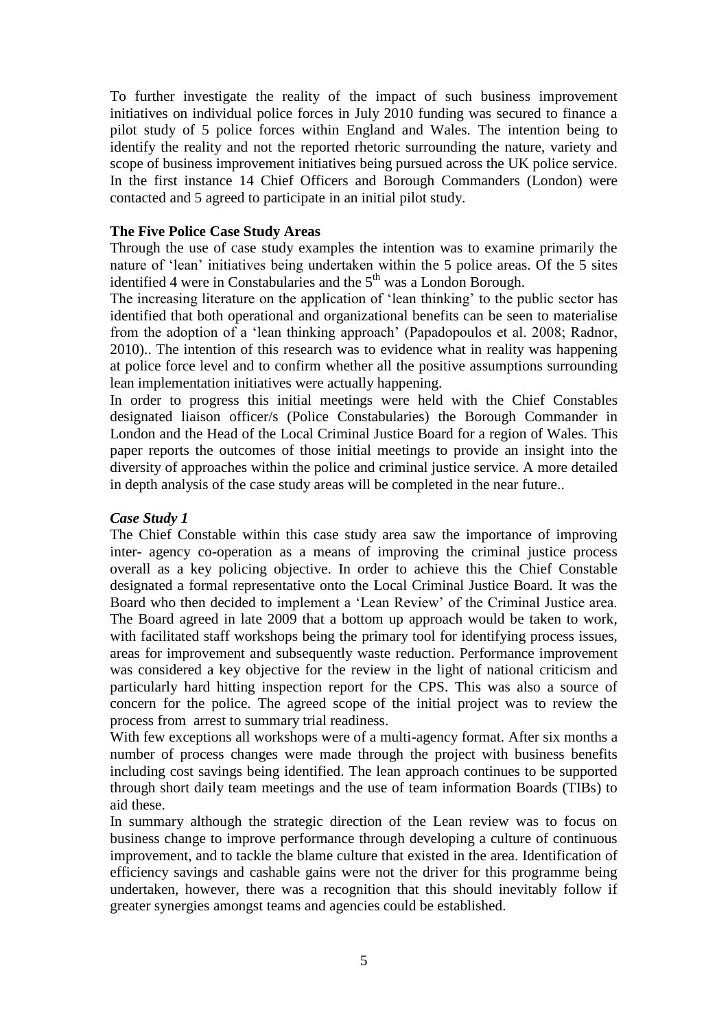To further investigate the reality of the impact of such business improvement initiatives on individual police forces in July 2010 funding was secured to finance a pilot study of 5 police forces within England and Wales. The intention being to identify the reality and not the reported rhetoric surrounding the nature, variety and scope of business improvement initiatives being pursued across the UK police service. In the first instance 14 Chief Officers and Borough Commanders (London) were contacted and 5 agreed to participate in an initial pilot study.

**The Five Police Case Study Areas**

Through the use of case study examples the intention was to examine primarily the nature of 'lean' initiatives being undertaken within the 5 police areas. Of the 5 sites identified 4 were in Constabularies and the 5th was a London Borough.

The increasing literature on the application of 'lean thinking' to the public sector has identified that both operational and organizational benefits can be seen to materialise from the adoption of a 'lean thinking approach' (Papadopoulos et al. 2008; Radnor, 2010).. The intention of this research was to evidence what in reality was happening at police force level and to confirm whether all the positive assumptions surrounding lean implementation initiatives were actually happening.

In order to progress this initial meetings were held with the Chief Constables designated liaison officer/s (Police Constabularies) the Borough Commander in London and the Head of the Local Criminal Justice Board for a region of Wales. This paper reports the outcomes of those initial meetings to provide an insight into the diversity of approaches within the police and criminal justice service. A more detailed in depth analysis of the case study areas will be completed in the near future..

***Case Study 1***

The Chief Constable within this case study area saw the importance of improving inter- agency co-operation as a means of improving the criminal justice process overall as a key policing objective. In order to achieve this the Chief Constable designated a formal representative onto the Local Criminal Justice Board. It was the Board who then decided to implement a 'Lean Review' of the Criminal Justice area. The Board agreed in late 2009 that a bottom up approach would be taken to work, with facilitated staff workshops being the primary tool for identifying process issues, areas for improvement and subsequently waste reduction. Performance improvement was considered a key objective for the review in the light of national criticism and particularly hard hitting inspection report for the CPS. This was also a source of concern for the police. The agreed scope of the initial project was to review the process from arrest to summary trial readiness.

With few exceptions all workshops were of a multi-agency format. After six months a number of process changes were made through the project with business benefits including cost savings being identified. The lean approach continues to be supported through short daily team meetings and the use of team information Boards (TIBs) to aid these.

In summary although the strategic direction of the Lean review was to focus on business change to improve performance through developing a culture of continuous improvement, and to tackle the blame culture that existed in the area. Identification of efficiency savings and cashable gains were not the driver for this programme being undertaken, however, there was a recognition that this should inevitably follow if greater synergies amongst teams and agencies could be established.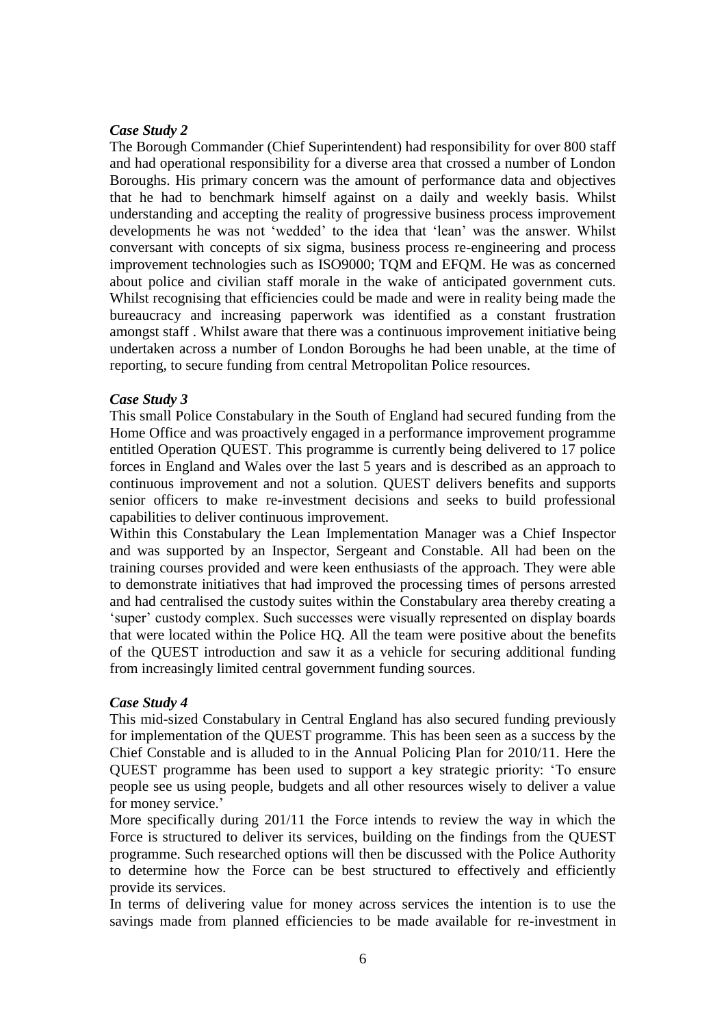*Case Study 2*

The Borough Commander (Chief Superintendent) had responsibility for over 800 staff and had operational responsibility for a diverse area that crossed a number of London Boroughs. His primary concern was the amount of performance data and objectives that he had to benchmark himself against on a daily and weekly basis. Whilst understanding and accepting the reality of progressive business process improvement developments he was not 'wedded' to the idea that 'lean' was the answer. Whilst conversant with concepts of six sigma, business process re-engineering and process improvement technologies such as ISO9000; TQM and EFQM. He was as concerned about police and civilian staff morale in the wake of anticipated government cuts. Whilst recognising that efficiencies could be made and were in reality being made the bureaucracy and increasing paperwork was identified as a constant frustration amongst staff . Whilst aware that there was a continuous improvement initiative being undertaken across a number of London Boroughs he had been unable, at the time of reporting, to secure funding from central Metropolitan Police resources.

*Case Study 3*

This small Police Constabulary in the South of England had secured funding from the Home Office and was proactively engaged in a performance improvement programme entitled Operation QUEST. This programme is currently being delivered to 17 police forces in England and Wales over the last 5 years and is described as an approach to continuous improvement and not a solution. QUEST delivers benefits and supports senior officers to make re-investment decisions and seeks to build professional capabilities to deliver continuous improvement.

Within this Constabulary the Lean Implementation Manager was a Chief Inspector and was supported by an Inspector, Sergeant and Constable. All had been on the training courses provided and were keen enthusiasts of the approach. They were able to demonstrate initiatives that had improved the processing times of persons arrested and had centralised the custody suites within the Constabulary area thereby creating a 'super' custody complex. Such successes were visually represented on display boards that were located within the Police HQ. All the team were positive about the benefits of the QUEST introduction and saw it as a vehicle for securing additional funding from increasingly limited central government funding sources.

*Case Study 4*

This mid-sized Constabulary in Central England has also secured funding previously for implementation of the QUEST programme. This has been seen as a success by the Chief Constable and is alluded to in the Annual Policing Plan for 2010/11. Here the QUEST programme has been used to support a key strategic priority: 'To ensure people see us using people, budgets and all other resources wisely to deliver a value for money service.'

More specifically during 201/11 the Force intends to review the way in which the Force is structured to deliver its services, building on the findings from the QUEST programme. Such researched options will then be discussed with the Police Authority to determine how the Force can be best structured to effectively and efficiently provide its services.

In terms of delivering value for money across services the intention is to use the savings made from planned efficiencies to be made available for re-investment in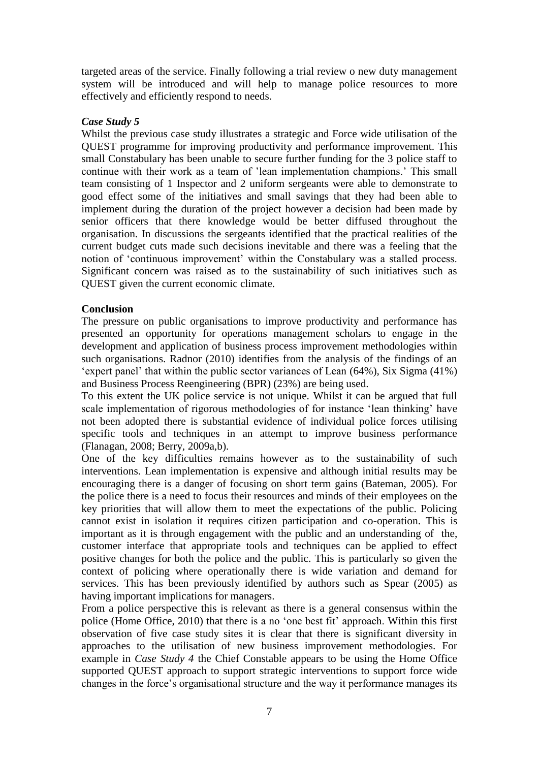targeted areas of the service. Finally following a trial review o new duty management system will be introduced and will help to manage police resources to more effectively and efficiently respond to needs.

### *Case Study 5*

Whilst the previous case study illustrates a strategic and Force wide utilisation of the QUEST programme for improving productivity and performance improvement. This small Constabulary has been unable to secure further funding for the 3 police staff to continue with their work as a team of 'lean implementation champions.' This small team consisting of 1 Inspector and 2 uniform sergeants were able to demonstrate to good effect some of the initiatives and small savings that they had been able to implement during the duration of the project however a decision had been made by senior officers that there knowledge would be better diffused throughout the organisation. In discussions the sergeants identified that the practical realities of the current budget cuts made such decisions inevitable and there was a feeling that the notion of 'continuous improvement' within the Constabulary was a stalled process. Significant concern was raised as to the sustainability of such initiatives such as QUEST given the current economic climate.

## **Conclusion**

The pressure on public organisations to improve productivity and performance has presented an opportunity for operations management scholars to engage in the development and application of business process improvement methodologies within such organisations. Radnor (2010) identifies from the analysis of the findings of an 'expert panel' that within the public sector variances of Lean (64%), Six Sigma (41%) and Business Process Reengineering (BPR) (23%) are being used.

To this extent the UK police service is not unique. Whilst it can be argued that full scale implementation of rigorous methodologies of for instance 'lean thinking' have not been adopted there is substantial evidence of individual police forces utilising specific tools and techniques in an attempt to improve business performance (Flanagan, 2008; Berry, 2009a,b).

One of the key difficulties remains however as to the sustainability of such interventions. Lean implementation is expensive and although initial results may be encouraging there is a danger of focusing on short term gains (Bateman, 2005). For the police there is a need to focus their resources and minds of their employees on the key priorities that will allow them to meet the expectations of the public. Policing cannot exist in isolation it requires citizen participation and co-operation. This is important as it is through engagement with the public and an understanding of the, customer interface that appropriate tools and techniques can be applied to effect positive changes for both the police and the public. This is particularly so given the context of policing where operationally there is wide variation and demand for services. This has been previously identified by authors such as Spear (2005) as having important implications for managers.

From a police perspective this is relevant as there is a general consensus within the police (Home Office, 2010) that there is a no 'one best fit' approach. Within this first observation of five case study sites it is clear that there is significant diversity in approaches to the utilisation of new business improvement methodologies. For example in *Case Study 4* the Chief Constable appears to be using the Home Office supported QUEST approach to support strategic interventions to support force wide changes in the force's organisational structure and the way it performance manages its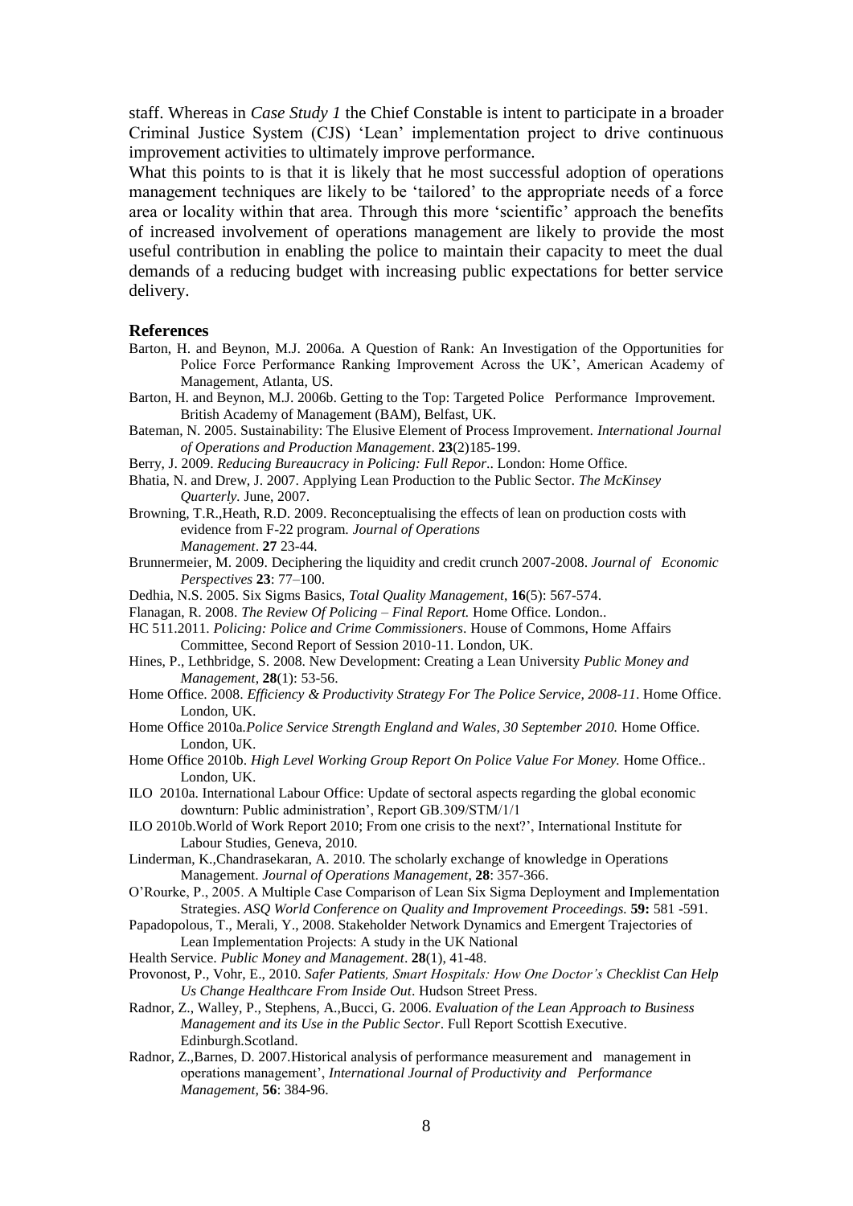staff. Whereas in *Case Study 1* the Chief Constable is intent to participate in a broader Criminal Justice System (CJS) 'Lean' implementation project to drive continuous improvement activities to ultimately improve performance.

What this points to is that it is likely that he most successful adoption of operations management techniques are likely to be 'tailored' to the appropriate needs of a force area or locality within that area. Through this more 'scientific' approach the benefits of increased involvement of operations management are likely to provide the most useful contribution in enabling the police to maintain their capacity to meet the dual demands of a reducing budget with increasing public expectations for better service delivery.

## References

Barton, H. and Beynon, M.J. 2006a. A Question of Rank: An Investigation of the Opportunities for Police Force Performance Ranking Improvement Across the UK', American Academy of Management, Atlanta, US.

Barton, H. and Beynon, M.J. 2006b. Getting to the Top: Targeted Police Performance Improvement. British Academy of Management (BAM), Belfast, UK.

Bateman, N. 2005. Sustainability: The Elusive Element of Process Improvement. *International Journal of Operations and Production Management*. **23**(2)185-199.

Berry, J. 2009. *Reducing Bureaucracy in Policing: Full Repor.*. London: Home Office.

Bhatia, N. and Drew, J. 2007. Applying Lean Production to the Public Sector. *The McKinsey Quarterly.* June, 2007.

Browning, T.R.,Heath, R.D. 2009. Reconceptualising the effects of lean on production costs with evidence from F-22 program. *Journal of Operations Management*. **27** 23-44.

Brunnermeier, M. 2009. Deciphering the liquidity and credit crunch 2007-2008. *Journal of Economic Perspectives* **23**: 77–100.

Dedhia, N.S. 2005. Six Sigms Basics, *Total Quality Management*, **16**(5): 567-574.

Flanagan, R. 2008. *The Review Of Policing – Final Report.* Home Office. London..

HC 511.2011. *Policing: Police and Crime Commissioners*. House of Commons, Home Affairs Committee, Second Report of Session 2010-11. London, UK.

Hines, P., Lethbridge, S. 2008. New Development: Creating a Lean University *Public Money and Management*, **28**(1): 53-56.

Home Office. 2008. *Efficiency & Productivity Strategy For The Police Service, 2008-11*. Home Office. London, UK.

Home Office 2010a.*Police Service Strength England and Wales, 30 September 2010.* Home Office. London, UK.

Home Office 2010b. *High Level Working Group Report On Police Value For Money.* Home Office.. London, UK.

ILO 2010a. International Labour Office: Update of sectoral aspects regarding the global economic downturn: Public administration', Report GB.309/STM/1/1

ILO 2010b.World of Work Report 2010; From one crisis to the next?', International Institute for Labour Studies, Geneva, 2010.

Linderman, K.,Chandrasekaran, A. 2010. The scholarly exchange of knowledge in Operations Management. *Journal of Operations Management*, **28**: 357-366.

O'Rourke, P., 2005. A Multiple Case Comparison of Lean Six Sigma Deployment and Implementation Strategies. *ASQ World Conference on Quality and Improvement Proceedings.* **59:** 581 -591.

Papadopolous, T., Merali, Y., 2008. Stakeholder Network Dynamics and Emergent Trajectories of Lean Implementation Projects: A study in the UK National Health Service. *Public Money and Management*. **28**(1), 41-48.

Provonost, P., Vohr, E., 2010. *Safer Patients, Smart Hospitals: How One Doctor's Checklist Can Help Us Change Healthcare From Inside Out*. Hudson Street Press.

Radnor, Z., Walley, P., Stephens, A.,Bucci, G. 2006. *Evaluation of the Lean Approach to Business Management and its Use in the Public Sector*. Full Report Scottish Executive. Edinburgh.Scotland.

Radnor, Z.,Barnes, D. 2007.Historical analysis of performance measurement and management in operations management', *International Journal of Productivity and Performance Management,* **56**: 384-96.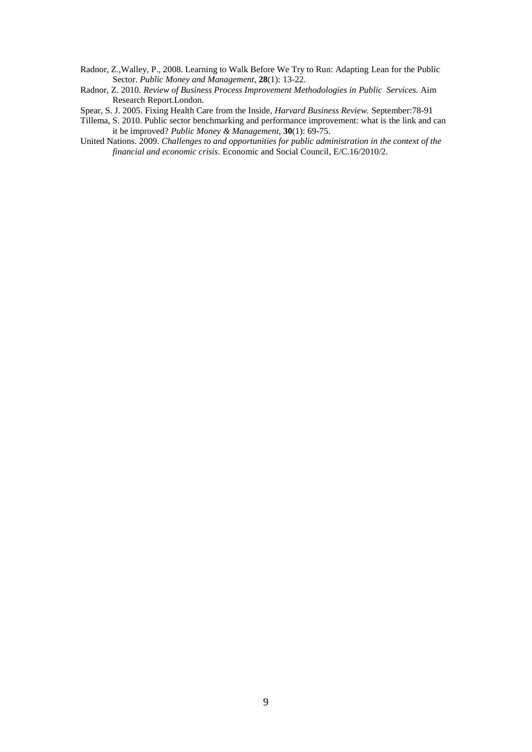Radnor, Z.,Walley, P., 2008. Learning to Walk Before We Try to Run: Adapting Lean for the Public Sector. *Public Money and Management*, **28**(1): 13-22.

Radnor, Z. 2010. *Review of Business Process Improvement Methodologies in Public Services.* Aim Research Report.London.

Spear, S. J. 2005. Fixing Health Care from the Inside, *Harvard Business Review.* September:78-91

Tillema, S. 2010. Public sector benchmarking and performance improvement: what is the link and can it be improved? *Public Money & Management*, **30**(1): 69-75.

United Nations. 2009. *Challenges to and opportunities for public administration in the context of the financial and economic crisis*. Economic and Social Council, E/C.16/2010/2.